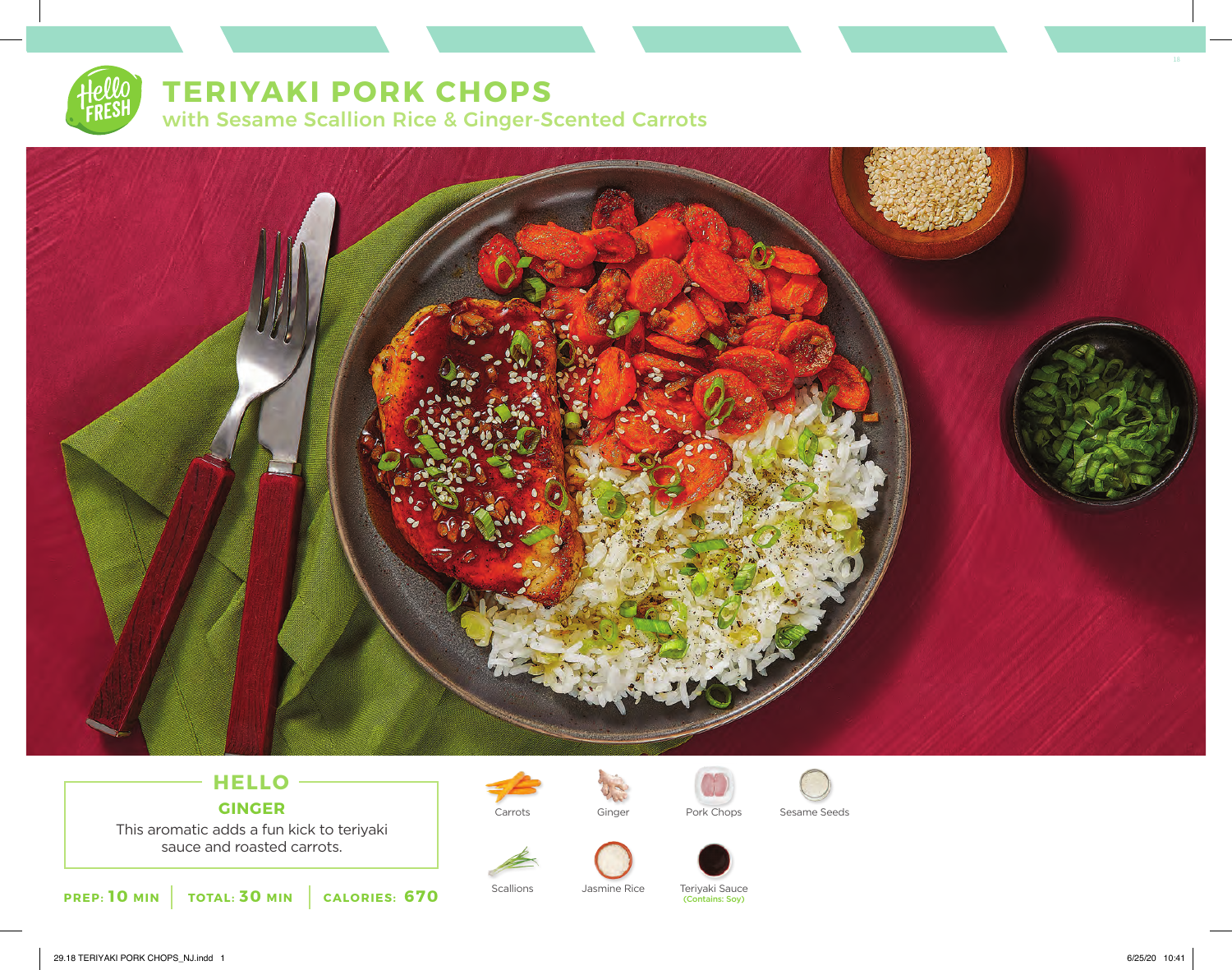# TERIYAKI PORK CHOPS

## with Sesame Scallion Rice & Ginger-Scented Carrots

### HELLO

**GINGER**

This aromatic adds a fun kick to teriyaki sauce and roasted carrots.

**PREP: 10 MIN** | **TOTAL: 30 MIN** | **CALORIES: 670**

- Carrots
- Ginger
- Pork Chops
- Sesame Seeds
- Scallions
- Jasmine Rice
- Teriyaki Sauce (Contains: Soy)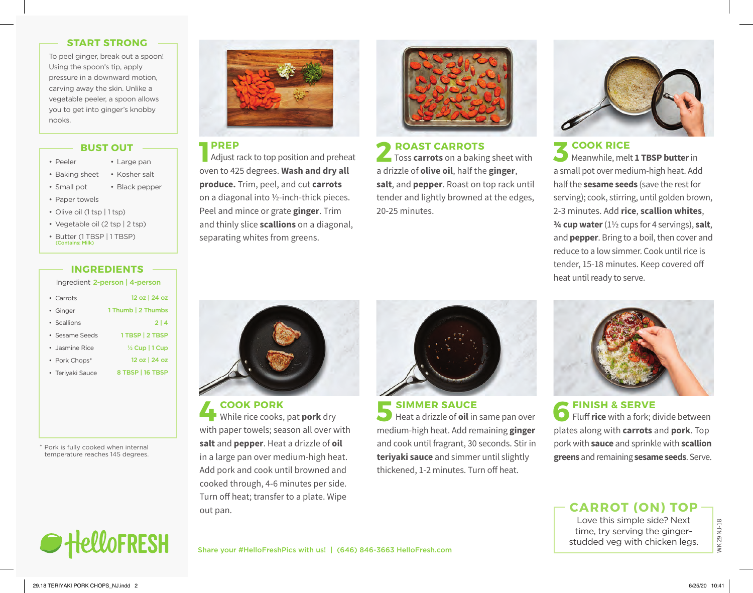## START STRONG

To peel ginger, break out a spoon! Using the spoon's tip, apply pressure in a downward motion, carving away the skin. Unlike a vegetable peeler, a spoon allows you to get into ginger's knobby nooks.

## BUST OUT

- Peeler
- Large pan
- Baking sheet
- Kosher salt
- Small pot
- Black pepper
- Paper towels
- Olive oil (1 tsp | 1 tsp)
- Vegetable oil (2 tsp | 2 tsp)
- Butter (1 TBSP | 1 TBSP) (Contains: Milk)

## INGREDIENTS

| Ingredient | 2-person \| 4-person |
|---|---|
| Carrots | 12 oz \| 24 oz |
| Ginger | 1 Thumb \| 2 Thumbs |
| Scallions | 2 \| 4 |
| Sesame Seeds | 1 TBSP \| 2 TBSP |
| Jasmine Rice | ½ Cup \| 1 Cup |
| Pork Chops* | 12 oz \| 24 oz |
| Teriyaki Sauce | 8 TBSP \| 16 TBSP |

\* Pork is fully cooked when internal temperature reaches 145 degrees.

## 1 PREP

Adjust rack to top position and preheat oven to 425 degrees. **Wash and dry all produce.** Trim, peel, and cut **carrots** on a diagonal into ½-inch-thick pieces. Peel and mince or grate **ginger**. Trim and thinly slice **scallions** on a diagonal, separating whites from greens.

## 2 ROAST CARROTS

Toss **carrots** on a baking sheet with a drizzle of **olive oil**, half the **ginger**, **salt**, and **pepper**. Roast on top rack until tender and lightly browned at the edges, 20-25 minutes.

## 3 COOK RICE

Meanwhile, melt **1 TBSP butter** in a small pot over medium-high heat. Add half the **sesame seeds** (save the rest for serving); cook, stirring, until golden brown, 2-3 minutes. Add **rice**, **scallion whites**, **¾ cup water** (1½ cups for 4 servings), **salt**, and **pepper**. Bring to a boil, then cover and reduce to a low simmer. Cook until rice is tender, 15-18 minutes. Keep covered off heat until ready to serve.

## 4 COOK PORK

While rice cooks, pat **pork** dry with paper towels; season all over with **salt** and **pepper**. Heat a drizzle of **oil** in a large pan over medium-high heat. Add pork and cook until browned and cooked through, 4-6 minutes per side. Turn off heat; transfer to a plate. Wipe out pan.

## 5 SIMMER SAUCE

Heat a drizzle of **oil** in same pan over medium-high heat. Add remaining **ginger** and cook until fragrant, 30 seconds. Stir in **teriyaki sauce** and simmer until slightly thickened, 1-2 minutes. Turn off heat.

## 6 FINISH & SERVE

Fluff **rice** with a fork; divide between plates along with **carrots** and **pork**. Top pork with **sauce** and sprinkle with **scallion greens** and remaining **sesame seeds**. Serve.

## CARROT (ON) TOP

Love this simple side? Next time, try serving the ginger-studded veg with chicken legs.

HelloFRESH

Share your #HelloFreshPics with us! | (646) 846-3663 HelloFresh.com

WK 29 NJ-18